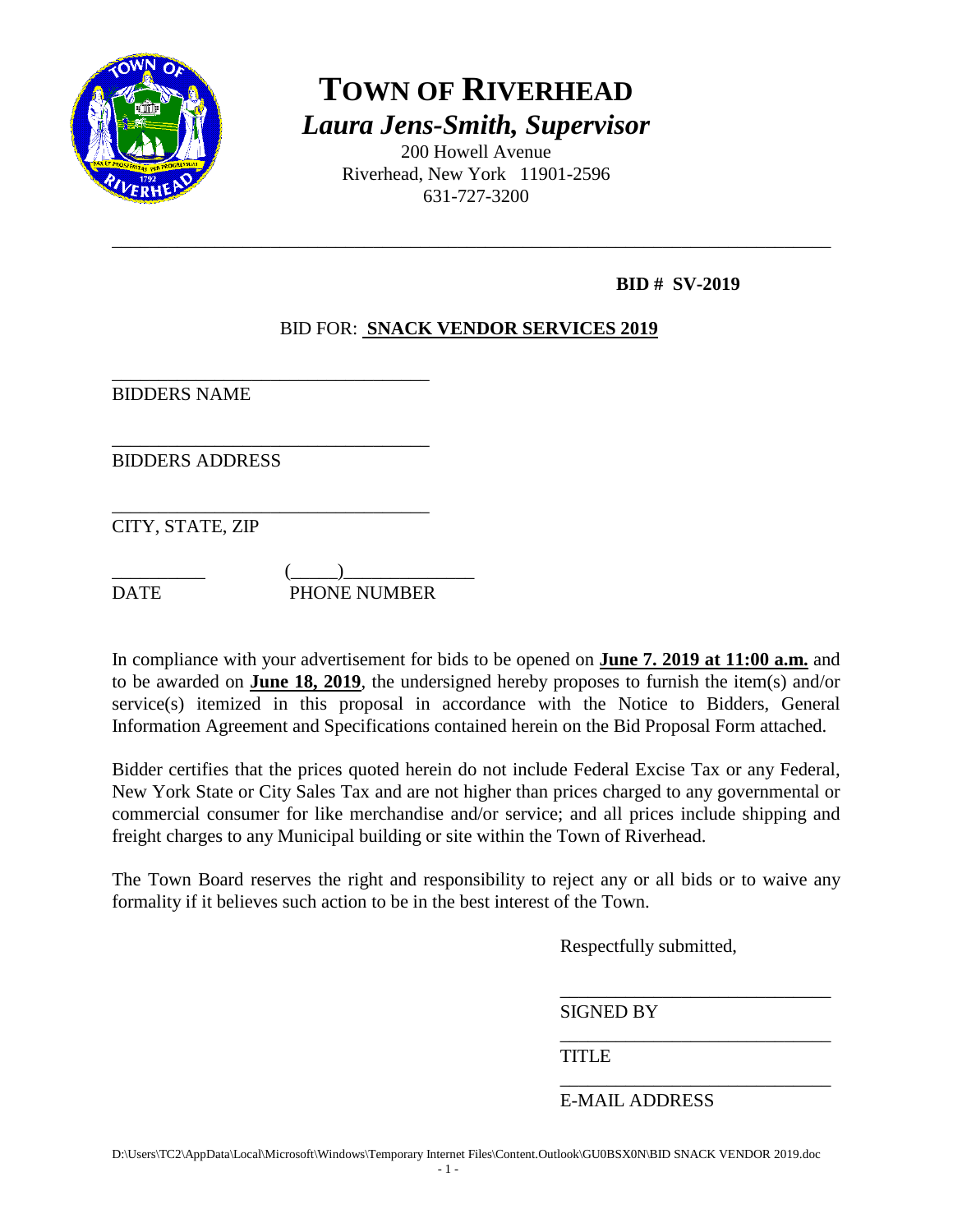# TOWN OF RIVERHEAD

***Laura Jens-Smith, Supervisor***

200 Howell Avenue
Riverhead, New York 11901-2596
631-727-3200

---

**BID # SV-2019**

BID FOR: **SNACK VENDOR SERVICES 2019**

___________________________________
BIDDERS NAME

___________________________________
BIDDERS ADDRESS

___________________________________
CITY, STATE, ZIP

__________ (_____)_____________
DATE PHONE NUMBER

In compliance with your advertisement for bids to be opened on **June 7. 2019 at 11:00 a.m.** and to be awarded on **June 18, 2019**, the undersigned hereby proposes to furnish the item(s) and/or service(s) itemized in this proposal in accordance with the Notice to Bidders, General Information Agreement and Specifications contained herein on the Bid Proposal Form attached.

Bidder certifies that the prices quoted herein do not include Federal Excise Tax or any Federal, New York State or City Sales Tax and are not higher than prices charged to any governmental or commercial consumer for like merchandise and/or service; and all prices include shipping and freight charges to any Municipal building or site within the Town of Riverhead.

The Town Board reserves the right and responsibility to reject any or all bids or to waive any formality if it believes such action to be in the best interest of the Town.

Respectfully submitted,

_____________________________
SIGNED BY

_____________________________
TITLE

_____________________________
E-MAIL ADDRESS

D:\Users\TC2\AppData\Local\Microsoft\Windows\Temporary Internet Files\Content.Outlook\GU0BSX0N\BID SNACK VENDOR 2019.doc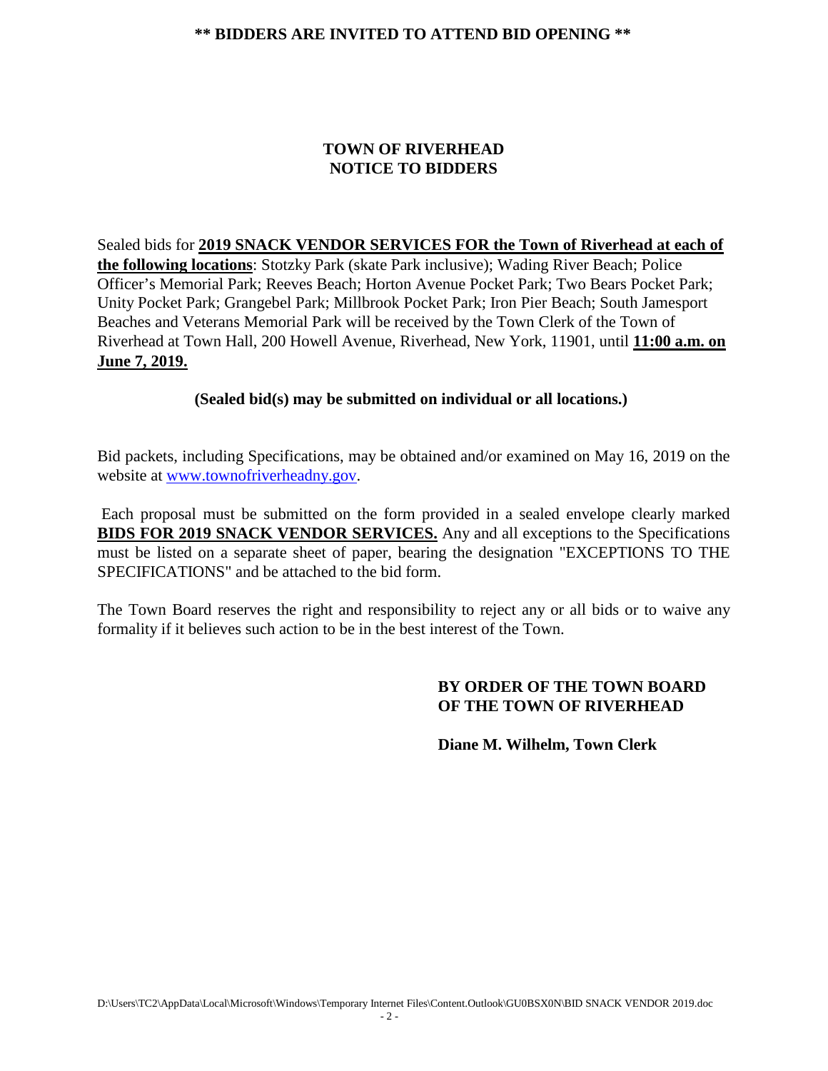**\*\* BIDDERS ARE INVITED TO ATTEND BID OPENING \*\***

# TOWN OF RIVERHEAD
## NOTICE TO BIDDERS

Sealed bids for **<u>2019 SNACK VENDOR SERVICES FOR the Town of Riverhead at each of the following locations</u>**: Stotzky Park (skate Park inclusive); Wading River Beach; Police Officer's Memorial Park; Reeves Beach; Horton Avenue Pocket Park; Two Bears Pocket Park; Unity Pocket Park; Grangebel Park; Millbrook Pocket Park; Iron Pier Beach; South Jamesport Beaches and Veterans Memorial Park will be received by the Town Clerk of the Town of Riverhead at Town Hall, 200 Howell Avenue, Riverhead, New York, 11901, until **<u>11:00 a.m. on June 7, 2019.</u>**

**(Sealed bid(s) may be submitted on individual or all locations.)**

Bid packets, including Specifications, may be obtained and/or examined on May 16, 2019 on the website at www.townofriverheadny.gov.

Each proposal must be submitted on the form provided in a sealed envelope clearly marked **<u>BIDS FOR 2019 SNACK VENDOR SERVICES.</u>** Any and all exceptions to the Specifications must be listed on a separate sheet of paper, bearing the designation "EXCEPTIONS TO THE SPECIFICATIONS" and be attached to the bid form.

The Town Board reserves the right and responsibility to reject any or all bids or to waive any formality if it believes such action to be in the best interest of the Town.

**BY ORDER OF THE TOWN BOARD OF THE TOWN OF RIVERHEAD**

**Diane M. Wilhelm, Town Clerk**

D:\Users\TC2\AppData\Local\Microsoft\Windows\Temporary Internet Files\Content.Outlook\GU0BSX0N\BID SNACK VENDOR 2019.doc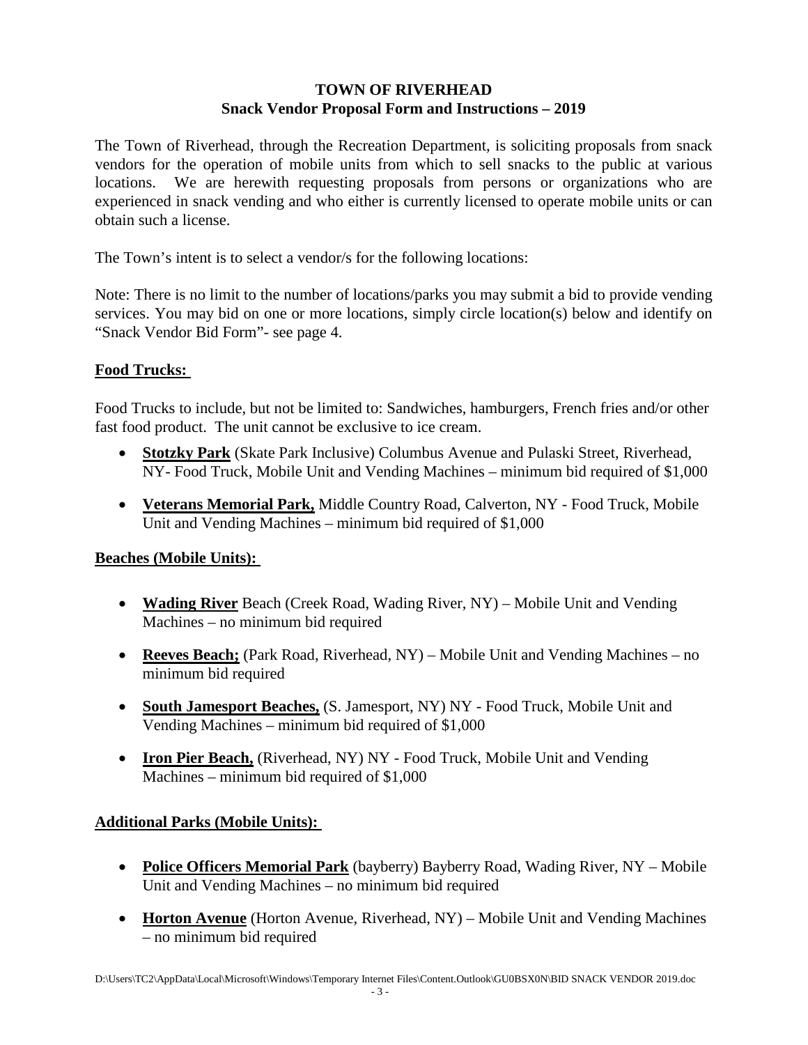**TOWN OF RIVERHEAD**
**Snack Vendor Proposal Form and Instructions – 2019**

The Town of Riverhead, through the Recreation Department, is soliciting proposals from snack vendors for the operation of mobile units from which to sell snacks to the public at various locations. We are herewith requesting proposals from persons or organizations who are experienced in snack vending and who either is currently licensed to operate mobile units or can obtain such a license.

The Town's intent is to select a vendor/s for the following locations:

Note: There is no limit to the number of locations/parks you may submit a bid to provide vending services. You may bid on one or more locations, simply circle location(s) below and identify on "Snack Vendor Bid Form"- see page 4.

**Food Trucks:**

Food Trucks to include, but not be limited to: Sandwiches, hamburgers, French fries and/or other fast food product. The unit cannot be exclusive to ice cream.

- **Stotzky Park** (Skate Park Inclusive) Columbus Avenue and Pulaski Street, Riverhead, NY- Food Truck, Mobile Unit and Vending Machines – minimum bid required of $1,000
- **Veterans Memorial Park,** Middle Country Road, Calverton, NY - Food Truck, Mobile Unit and Vending Machines – minimum bid required of $1,000

**Beaches (Mobile Units):**

- **Wading River** Beach (Creek Road, Wading River, NY) – Mobile Unit and Vending Machines – no minimum bid required
- **Reeves Beach;** (Park Road, Riverhead, NY) – Mobile Unit and Vending Machines – no minimum bid required
- **South Jamesport Beaches,** (S. Jamesport, NY) NY - Food Truck, Mobile Unit and Vending Machines – minimum bid required of $1,000
- **Iron Pier Beach,** (Riverhead, NY) NY - Food Truck, Mobile Unit and Vending Machines – minimum bid required of $1,000

**Additional Parks (Mobile Units):**

- **Police Officers Memorial Park** (bayberry) Bayberry Road, Wading River, NY – Mobile Unit and Vending Machines – no minimum bid required
- **Horton Avenue** (Horton Avenue, Riverhead, NY) – Mobile Unit and Vending Machines – no minimum bid required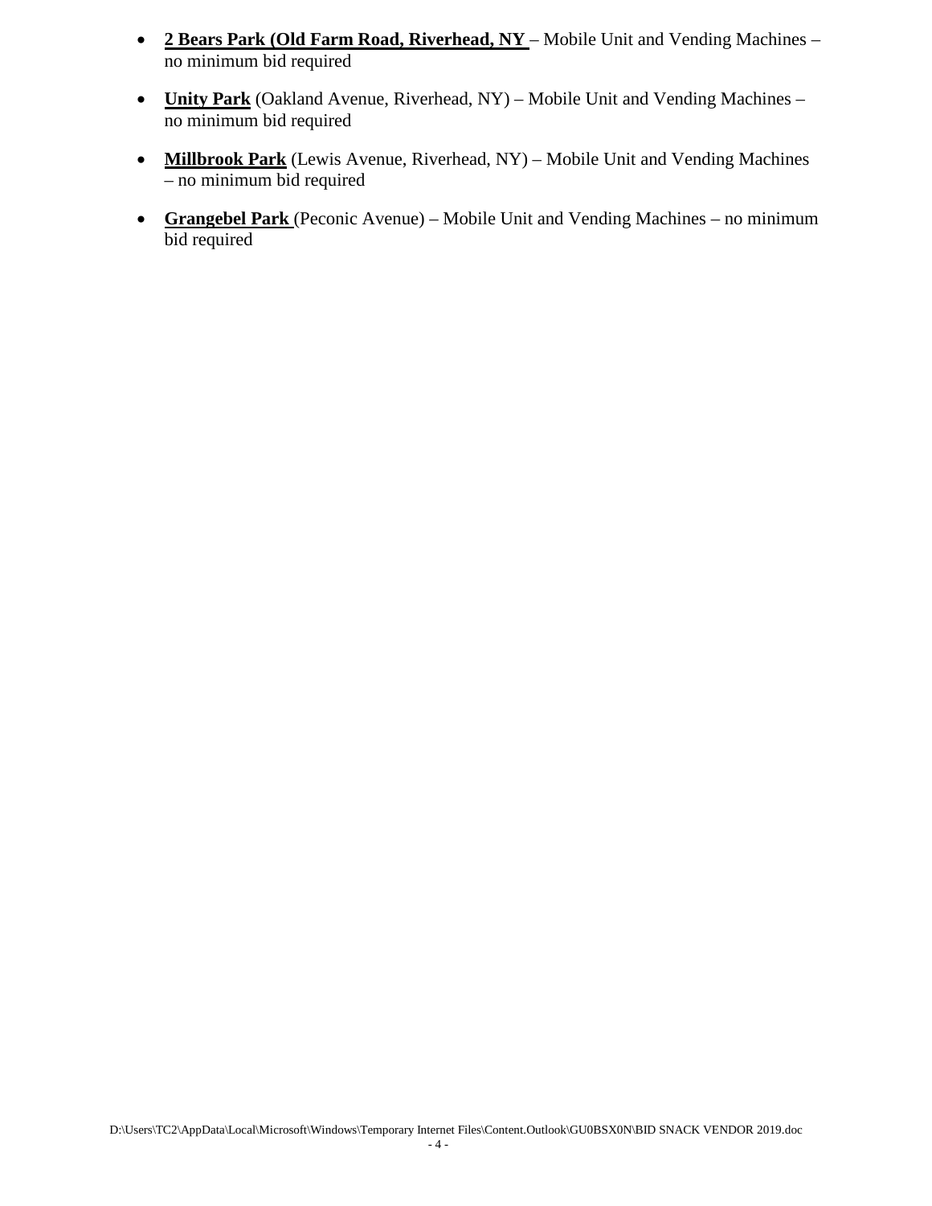- **2 Bears Park (Old Farm Road, Riverhead, NY** – Mobile Unit and Vending Machines – no minimum bid required
- **Unity Park** (Oakland Avenue, Riverhead, NY) – Mobile Unit and Vending Machines – no minimum bid required
- **Millbrook Park** (Lewis Avenue, Riverhead, NY) – Mobile Unit and Vending Machines – no minimum bid required
- **Grangebel Park** (Peconic Avenue) – Mobile Unit and Vending Machines – no minimum bid required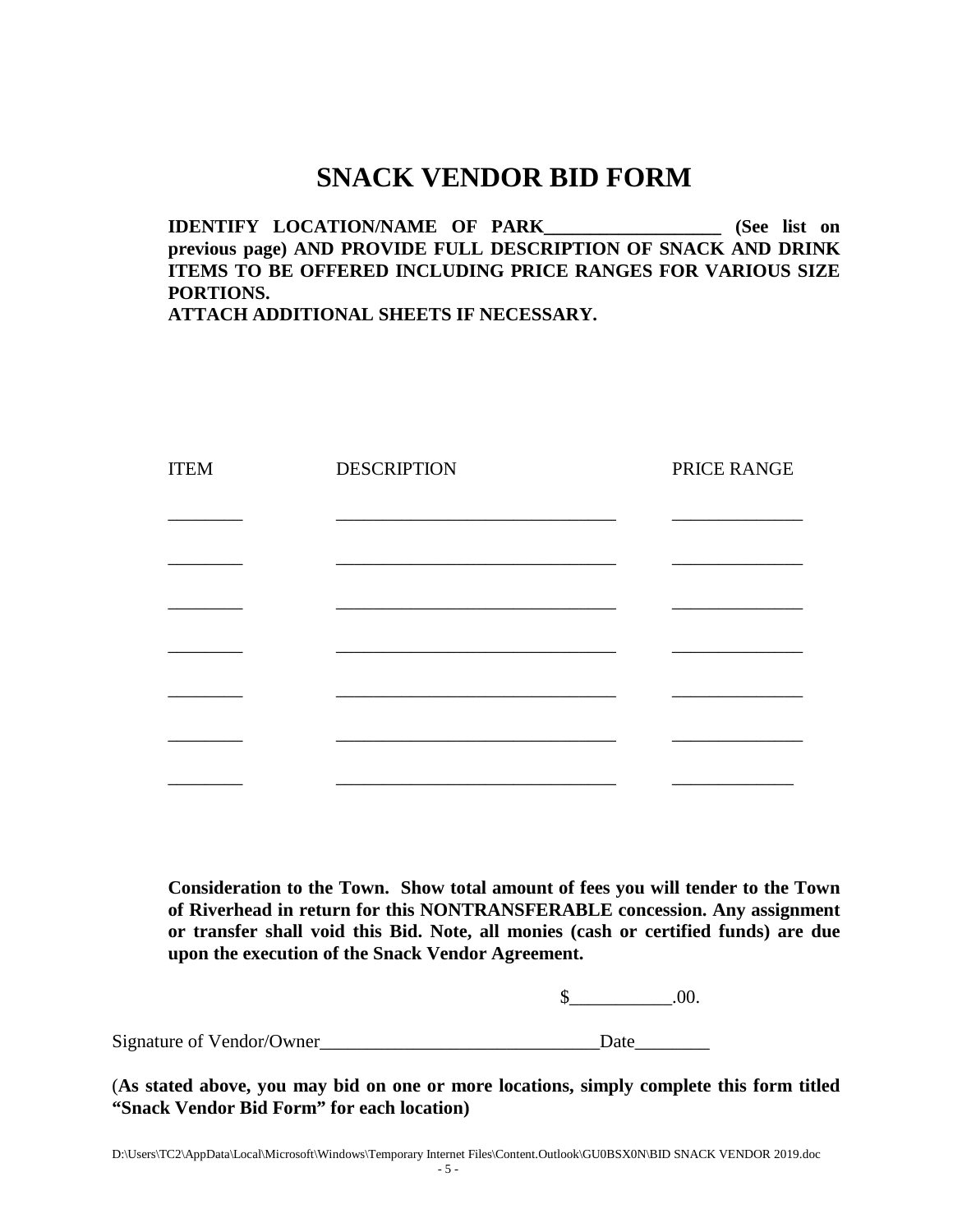# SNACK VENDOR BID FORM

**IDENTIFY LOCATION/NAME OF PARK___________________ (See list on previous page) AND PROVIDE FULL DESCRIPTION OF SNACK AND DRINK ITEMS TO BE OFFERED INCLUDING PRICE RANGES FOR VARIOUS SIZE PORTIONS.**
**ATTACH ADDITIONAL SHEETS IF NECESSARY.**

| ITEM | DESCRIPTION | PRICE RANGE |
|---|---|---|
| ________ | ______________________________ | ______________ |
| ________ | ______________________________ | ______________ |
| ________ | ______________________________ | ______________ |
| ________ | ______________________________ | ______________ |
| ________ | ______________________________ | ______________ |
| ________ | ______________________________ | ______________ |
| ________ | ______________________________ | _____________ |

**Consideration to the Town. Show total amount of fees you will tender to the Town of Riverhead in return for this NONTRANSFERABLE concession. Any assignment or transfer shall void this Bid. Note, all monies (cash or certified funds) are due upon the execution of the Snack Vendor Agreement.**

$___________.00.

Signature of Vendor/Owner______________________________Date________

(**As stated above, you may bid on one or more locations, simply complete this form titled "Snack Vendor Bid Form" for each location)**

D:\Users\TC2\AppData\Local\Microsoft\Windows\Temporary Internet Files\Content.Outlook\GU0BSX0N\BID SNACK VENDOR 2019.doc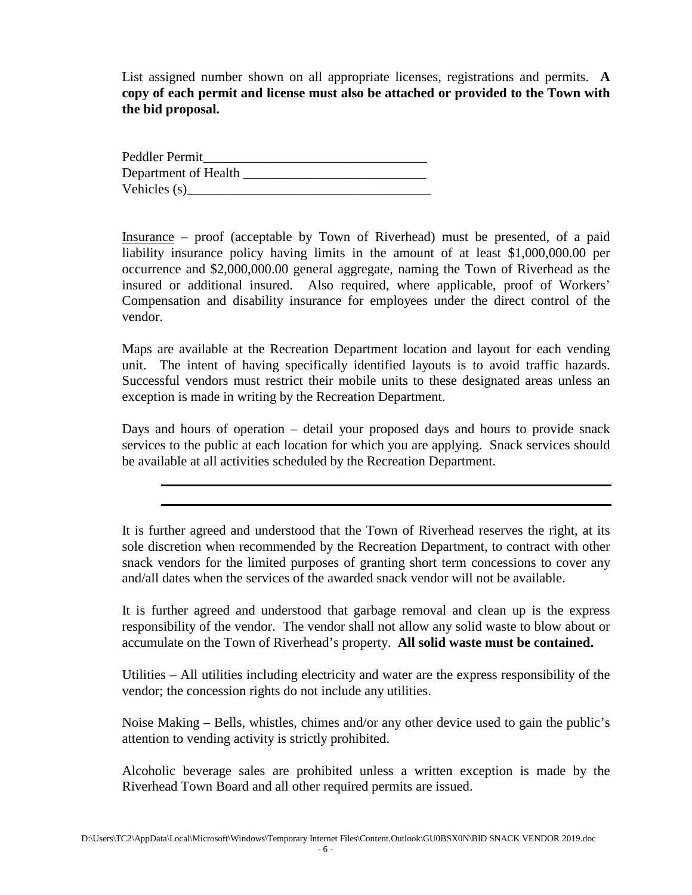List assigned number shown on all appropriate licenses, registrations and permits. **A copy of each permit and license must also be attached or provided to the Town with the bid proposal.**

Peddler Permit_________________________________
Department of Health ___________________________
Vehicles (s)____________________________________

Insurance – proof (acceptable by Town of Riverhead) must be presented, of a paid liability insurance policy having limits in the amount of at least $1,000,000.00 per occurrence and $2,000,000.00 general aggregate, naming the Town of Riverhead as the insured or additional insured. Also required, where applicable, proof of Workers' Compensation and disability insurance for employees under the direct control of the vendor.

Maps are available at the Recreation Department location and layout for each vending unit. The intent of having specifically identified layouts is to avoid traffic hazards. Successful vendors must restrict their mobile units to these designated areas unless an exception is made in writing by the Recreation Department.

Days and hours of operation – detail your proposed days and hours to provide snack services to the public at each location for which you are applying. Snack services should be available at all activities scheduled by the Recreation Department.

___________________________________________________________

___________________________________________________________

It is further agreed and understood that the Town of Riverhead reserves the right, at its sole discretion when recommended by the Recreation Department, to contract with other snack vendors for the limited purposes of granting short term concessions to cover any and/all dates when the services of the awarded snack vendor will not be available.

It is further agreed and understood that garbage removal and clean up is the express responsibility of the vendor. The vendor shall not allow any solid waste to blow about or accumulate on the Town of Riverhead's property. **All solid waste must be contained.**

Utilities – All utilities including electricity and water are the express responsibility of the vendor; the concession rights do not include any utilities.

Noise Making – Bells, whistles, chimes and/or any other device used to gain the public's attention to vending activity is strictly prohibited.

Alcoholic beverage sales are prohibited unless a written exception is made by the Riverhead Town Board and all other required permits are issued.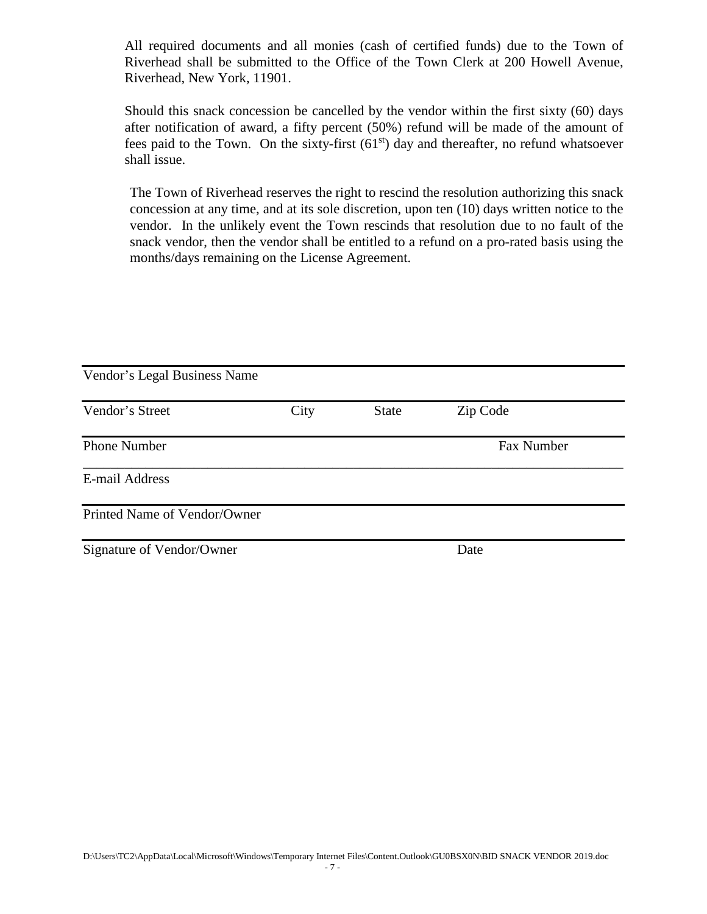All required documents and all monies (cash of certified funds) due to the Town of Riverhead shall be submitted to the Office of the Town Clerk at 200 Howell Avenue, Riverhead, New York, 11901.

Should this snack concession be cancelled by the vendor within the first sixty (60) days after notification of award, a fifty percent (50%) refund will be made of the amount of fees paid to the Town. On the sixty-first (61st) day and thereafter, no refund whatsoever shall issue.

The Town of Riverhead reserves the right to rescind the resolution authorizing this snack concession at any time, and at its sole discretion, upon ten (10) days written notice to the vendor. In the unlikely event the Town rescinds that resolution due to no fault of the snack vendor, then the vendor shall be entitled to a refund on a pro-rated basis using the months/days remaining on the License Agreement.

\_\_\_\_\_\_\_\_\_\_\_\_\_\_\_\_\_\_\_\_\_\_\_\_\_\_\_\_\_\_\_\_\_\_\_\_\_\_\_\_\_\_\_\_\_\_\_\_\_\_\_\_\_\_\_\_\_\_\_\_
Vendor's Legal Business Name

\_\_\_\_\_\_\_\_\_\_\_\_\_\_\_\_\_\_\_\_\_\_\_\_\_\_\_\_\_\_\_\_\_\_\_\_\_\_\_\_\_\_\_\_\_\_\_\_\_\_\_\_\_\_\_\_\_\_\_\_
Vendor's Street City State Zip Code

\_\_\_\_\_\_\_\_\_\_\_\_\_\_\_\_\_\_\_\_\_\_\_\_\_\_\_\_\_\_\_\_\_\_\_\_\_\_\_\_\_\_\_\_\_\_\_\_\_\_\_\_\_\_\_\_\_\_\_\_
Phone Number Fax Number

\_\_\_\_\_\_\_\_\_\_\_\_\_\_\_\_\_\_\_\_\_\_\_\_\_\_\_\_\_\_\_\_\_\_\_\_\_\_\_\_\_\_\_\_\_\_\_\_\_\_\_\_\_\_\_\_\_\_\_\_
E-mail Address

\_\_\_\_\_\_\_\_\_\_\_\_\_\_\_\_\_\_\_\_\_\_\_\_\_\_\_\_\_\_\_\_\_\_\_\_\_\_\_\_\_\_\_\_\_\_\_\_\_\_\_\_\_\_\_\_\_\_\_\_
Printed Name of Vendor/Owner

\_\_\_\_\_\_\_\_\_\_\_\_\_\_\_\_\_\_\_\_\_\_\_\_\_\_\_\_\_\_\_\_\_\_\_\_\_\_\_\_\_\_\_\_\_\_\_\_\_\_\_\_\_\_\_\_\_\_\_\_
Signature of Vendor/Owner Date

D:\Users\TC2\AppData\Local\Microsoft\Windows\Temporary Internet Files\Content.Outlook\GU0BSX0N\BID SNACK VENDOR 2019.doc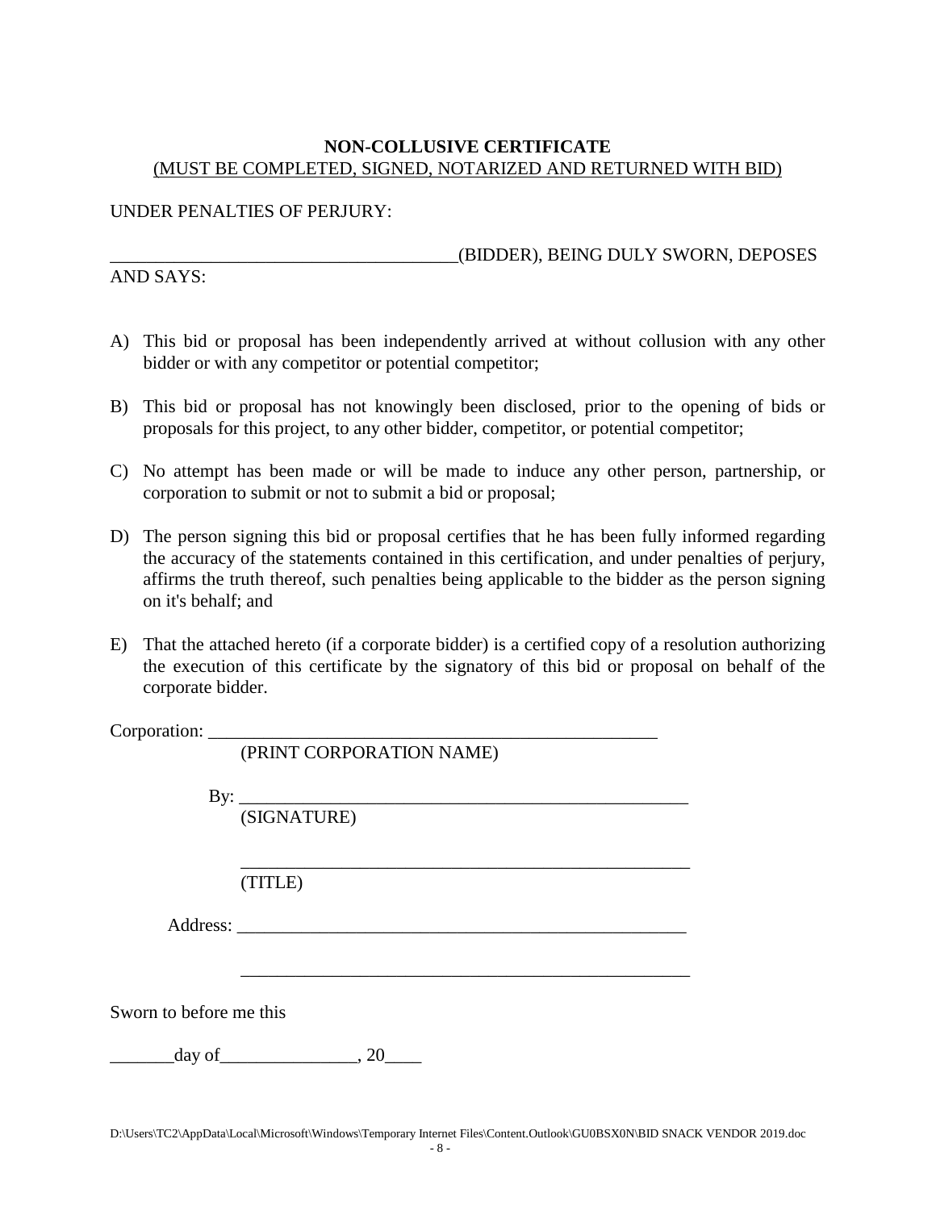**NON-COLLUSIVE CERTIFICATE**

<u>(MUST BE COMPLETED, SIGNED, NOTARIZED AND RETURNED WITH BID)</u>

UNDER PENALTIES OF PERJURY:

______________________________________(BIDDER), BEING DULY SWORN, DEPOSES AND SAYS:

A) This bid or proposal has been independently arrived at without collusion with any other bidder or with any competitor or potential competitor;

B) This bid or proposal has not knowingly been disclosed, prior to the opening of bids or proposals for this project, to any other bidder, competitor, or potential competitor;

C) No attempt has been made or will be made to induce any other person, partnership, or corporation to submit or not to submit a bid or proposal;

D) The person signing this bid or proposal certifies that he has been fully informed regarding the accuracy of the statements contained in this certification, and under penalties of perjury, affirms the truth thereof, such penalties being applicable to the bidder as the person signing on it's behalf; and

E) That the attached hereto (if a corporate bidder) is a certified copy of a resolution authorizing the execution of this certificate by the signatory of this bid or proposal on behalf of the corporate bidder.

Corporation: ________________________________________________
(PRINT CORPORATION NAME)

By: ________________________________________________
(SIGNATURE)

________________________________________________
(TITLE)

Address: ________________________________________________

________________________________________________

Sworn to before me this

_______day of_______________, 20____

D:\Users\TC2\AppData\Local\Microsoft\Windows\Temporary Internet Files\Content.Outlook\GU0BSX0N\BID SNACK VENDOR 2019.doc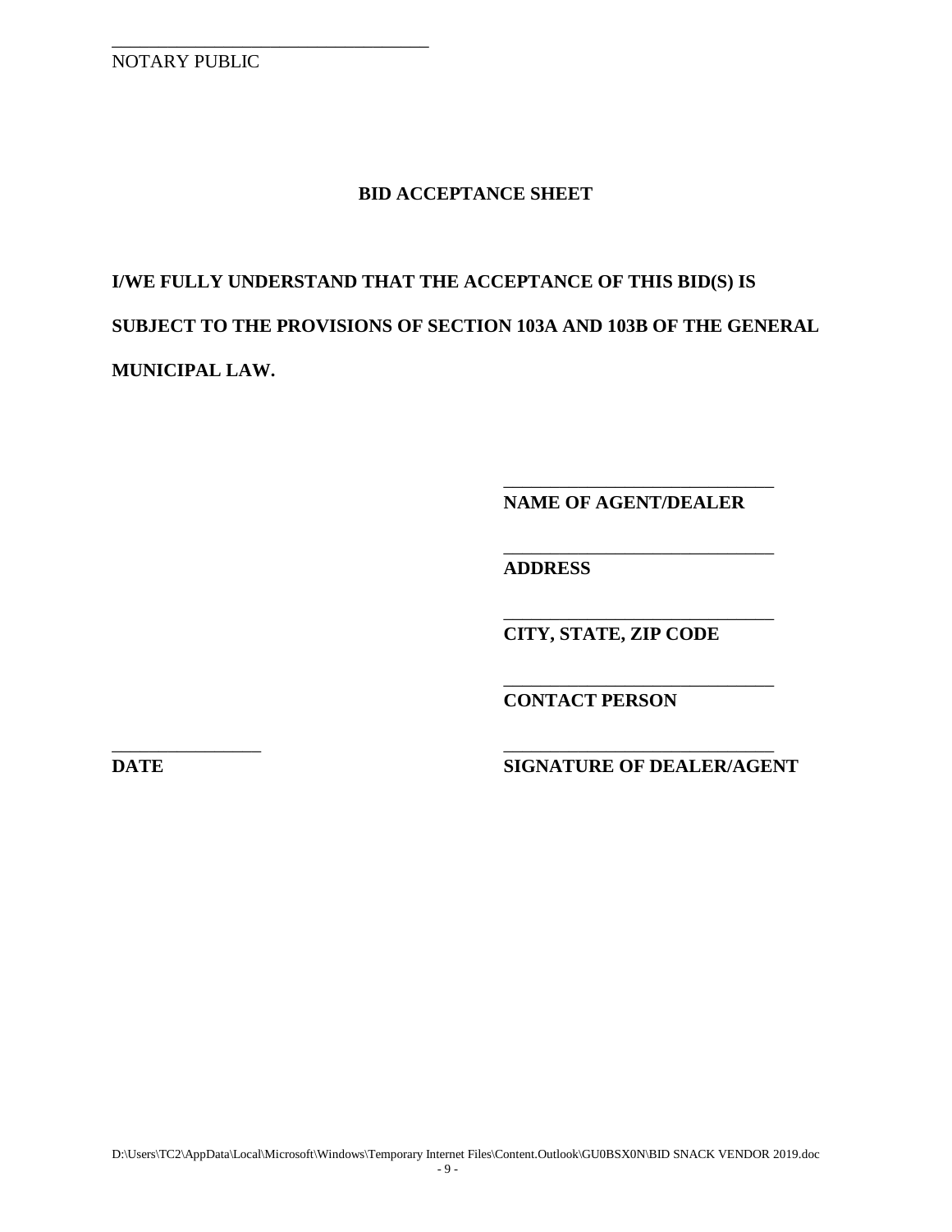\_\_\_\_\_\_\_\_\_\_\_\_\_\_\_\_\_\_\_\_\_\_\_\_\_\_\_\_\_\_\_\_\_\_
NOTARY PUBLIC

## BID ACCEPTANCE SHEET

**I/WE FULLY UNDERSTAND THAT THE ACCEPTANCE OF THIS BID(S) IS SUBJECT TO THE PROVISIONS OF SECTION 103A AND 103B OF THE GENERAL MUNICIPAL LAW.**

\_\_\_\_\_\_\_\_\_\_\_\_\_\_\_\_\_\_\_\_\_\_\_\_\_\_\_\_\_\_
**NAME OF AGENT/DEALER**

\_\_\_\_\_\_\_\_\_\_\_\_\_\_\_\_\_\_\_\_\_\_\_\_\_\_\_\_\_\_
**ADDRESS**

\_\_\_\_\_\_\_\_\_\_\_\_\_\_\_\_\_\_\_\_\_\_\_\_\_\_\_\_\_\_
**CITY, STATE, ZIP CODE**

\_\_\_\_\_\_\_\_\_\_\_\_\_\_\_\_\_\_\_\_\_\_\_\_\_\_\_\_\_\_
**CONTACT PERSON**

\_\_\_\_\_\_\_\_\_\_\_\_\_\_\_\_ \_\_\_\_\_\_\_\_\_\_\_\_\_\_\_\_\_\_\_\_\_\_\_\_\_\_\_\_\_\_
**DATE** **SIGNATURE OF DEALER/AGENT**